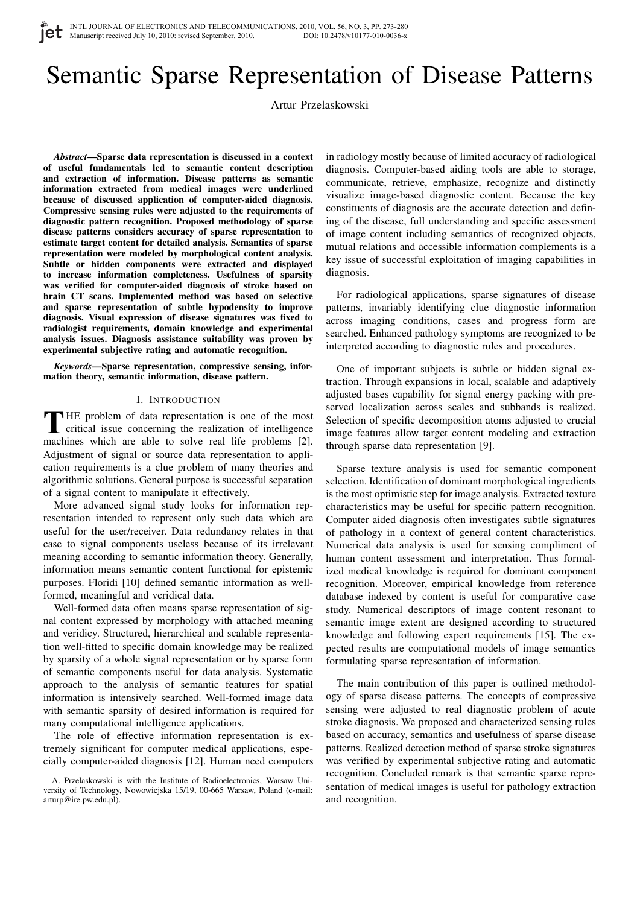# Semantic Sparse Representation of Disease Patterns

Artur Przelaskowski

***Abstract*—Sparse data representation is discussed in a context of useful fundamentals led to semantic content description and extraction of information. Disease patterns as semantic information extracted from medical images were underlined because of discussed application of computer-aided diagnosis. Compressive sensing rules were adjusted to the requirements of diagnostic pattern recognition. Proposed methodology of sparse disease patterns considers accuracy of sparse representation to estimate target content for detailed analysis. Semantics of sparse representation were modeled by morphological content analysis. Subtle or hidden components were extracted and displayed to increase information completeness. Usefulness of sparsity was verified for computer-aided diagnosis of stroke based on brain CT scans. Implemented method was based on selective and sparse representation of subtle hypodensity to improve diagnosis. Visual expression of disease signatures was fixed to radiologist requirements, domain knowledge and experimental analysis issues. Diagnosis assistance suitability was proven by experimental subjective rating and automatic recognition.**

***Keywords*—Sparse representation, compressive sensing, information theory, semantic information, disease pattern.**

## I. Introduction

THE problem of data representation is one of the most critical issue concerning the realization of intelligence machines which are able to solve real life problems [2]. Adjustment of signal or source data representation to application requirements is a clue problem of many theories and algorithmic solutions. General purpose is successful separation of a signal content to manipulate it effectively.

More advanced signal study looks for information representation intended to represent only such data which are useful for the user/receiver. Data redundancy relates in that case to signal components useless because of its irrelevant meaning according to semantic information theory. Generally, information means semantic content functional for epistemic purposes. Floridi [10] defined semantic information as well-formed, meaningful and veridical data.

Well-formed data often means sparse representation of signal content expressed by morphology with attached meaning and veridicy. Structured, hierarchical and scalable representation well-fitted to specific domain knowledge may be realized by sparsity of a whole signal representation or by sparse form of semantic components useful for data analysis. Systematic approach to the analysis of semantic features for spatial information is intensively searched. Well-formed image data with semantic sparsity of desired information is required for many computational intelligence applications.

The role of effective information representation is extremely significant for computer medical applications, especially computer-aided diagnosis [12]. Human need computers in radiology mostly because of limited accuracy of radiological diagnosis. Computer-based aiding tools are able to storage, communicate, retrieve, emphasize, recognize and distinctly visualize image-based diagnostic content. Because the key constituents of diagnosis are the accurate detection and defining of the disease, full understanding and specific assessment of image content including semantics of recognized objects, mutual relations and accessible information complements is a key issue of successful exploitation of imaging capabilities in diagnosis.

For radiological applications, sparse signatures of disease patterns, invariably identifying clue diagnostic information across imaging conditions, cases and progress form are searched. Enhanced pathology symptoms are recognized to be interpreted according to diagnostic rules and procedures.

One of important subjects is subtle or hidden signal extraction. Through expansions in local, scalable and adaptively adjusted bases capability for signal energy packing with preserved localization across scales and subbands is realized. Selection of specific decomposition atoms adjusted to crucial image features allow target content modeling and extraction through sparse data representation [9].

Sparse texture analysis is used for semantic component selection. Identification of dominant morphological ingredients is the most optimistic step for image analysis. Extracted texture characteristics may be useful for specific pattern recognition. Computer aided diagnosis often investigates subtle signatures of pathology in a context of general content characteristics. Numerical data analysis is used for sensing compliment of human content assessment and interpretation. Thus formalized medical knowledge is required for dominant component recognition. Moreover, empirical knowledge from reference database indexed by content is useful for comparative case study. Numerical descriptors of image content resonant to semantic image extent are designed according to structured knowledge and following expert requirements [15]. The expected results are computational models of image semantics formulating sparse representation of information.

The main contribution of this paper is outlined methodology of sparse disease patterns. The concepts of compressive sensing were adjusted to real diagnostic problem of acute stroke diagnosis. We proposed and characterized sensing rules based on accuracy, semantics and usefulness of sparse disease patterns. Realized detection method of sparse stroke signatures was verified by experimental subjective rating and automatic recognition. Concluded remark is that semantic sparse representation of medical images is useful for pathology extraction and recognition.

A. Przelaskowski is with the Institute of Radioelectronics, Warsaw University of Technology, Nowowiejska 15/19, 00-665 Warsaw, Poland (e-mail: arturp@ire.pw.edu.pl).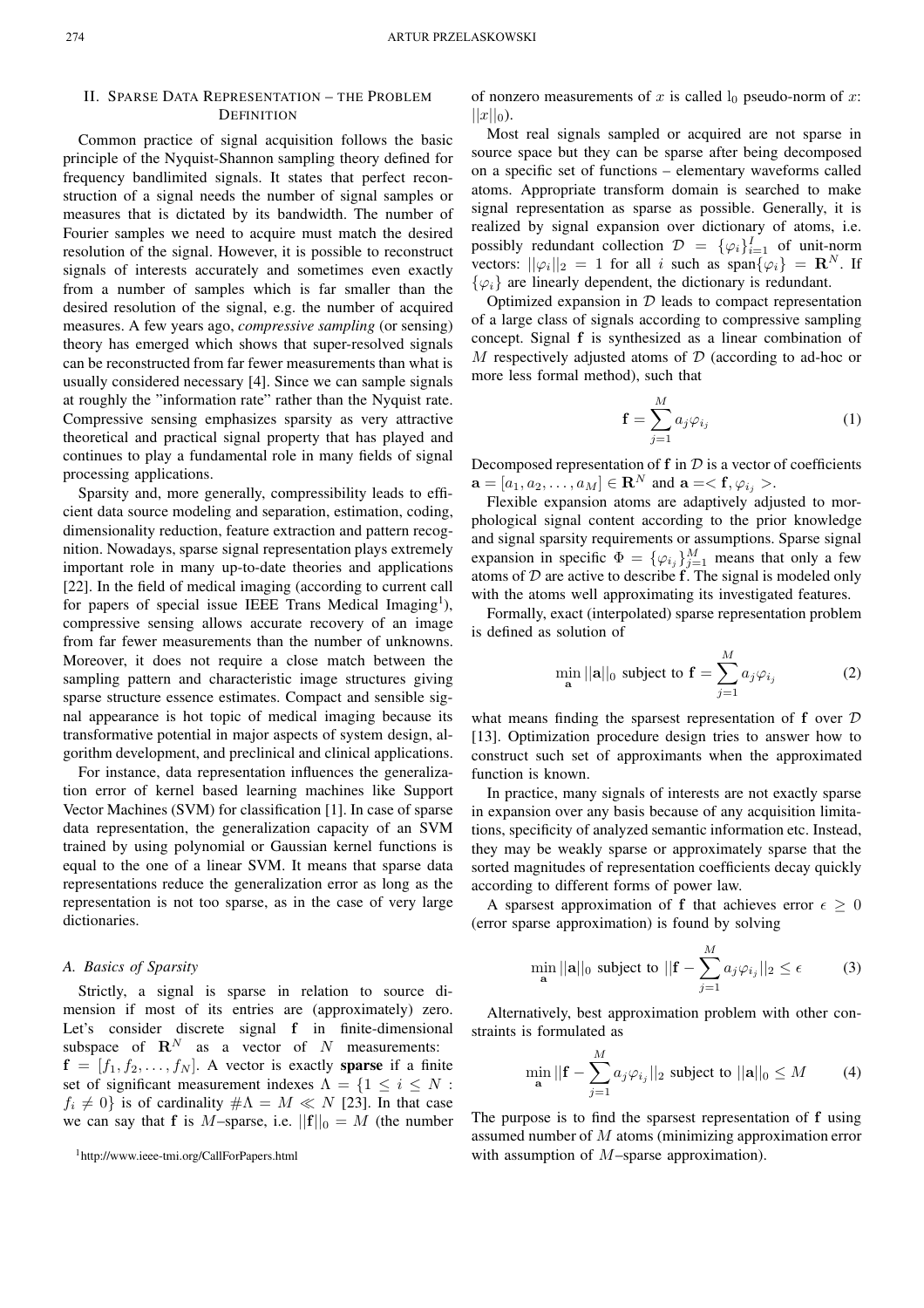## II. Sparse Data Representation – the Problem Definition

Common practice of signal acquisition follows the basic principle of the Nyquist-Shannon sampling theory defined for frequency bandlimited signals. It states that perfect reconstruction of a signal needs the number of signal samples or measures that is dictated by its bandwidth. The number of Fourier samples we need to acquire must match the desired resolution of the signal. However, it is possible to reconstruct signals of interests accurately and sometimes even exactly from a number of samples which is far smaller than the desired resolution of the signal, e.g. the number of acquired measures. A few years ago, *compressive sampling* (or sensing) theory has emerged which shows that super-resolved signals can be reconstructed from far fewer measurements than what is usually considered necessary [4]. Since we can sample signals at roughly the "information rate" rather than the Nyquist rate. Compressive sensing emphasizes sparsity as very attractive theoretical and practical signal property that has played and continues to play a fundamental role in many fields of signal processing applications.

Sparsity and, more generally, compressibility leads to efficient data source modeling and separation, estimation, coding, dimensionality reduction, feature extraction and pattern recognition. Nowadays, sparse signal representation plays extremely important role in many up-to-date theories and applications [22]. In the field of medical imaging (according to current call for papers of special issue IEEE Trans Medical Imaging[1]), compressive sensing allows accurate recovery of an image from far fewer measurements than the number of unknowns. Moreover, it does not require a close match between the sampling pattern and characteristic image structures giving sparse structure essence estimates. Compact and sensible signal appearance is hot topic of medical imaging because its transformative potential in major aspects of system design, algorithm development, and preclinical and clinical applications.

For instance, data representation influences the generalization error of kernel based learning machines like Support Vector Machines (SVM) for classification [1]. In case of sparse data representation, the generalization capacity of an SVM trained by using polynomial or Gaussian kernel functions is equal to the one of a linear SVM. It means that sparse data representations reduce the generalization error as long as the representation is not too sparse, as in the case of very large dictionaries.

### A. Basics of Sparsity

Strictly, a signal is sparse in relation to source dimension if most of its entries are (approximately) zero. Let's consider discrete signal $\mathbf{f}$ in finite-dimensional subspace of $\mathbf{R}^N$ as a vector of $N$ measurements: $\mathbf{f} = [f_1, f_2, \dots, f_N]$. A vector is exactly **sparse** if a finite set of significant measurement indexes $\Lambda = \{1 \leq i \leq N : f_i \neq 0\}$ is of cardinality $\#\Lambda = M \ll N$ [23]. In that case we can say that $\mathbf{f}$ is $M$–sparse, i.e. $||\mathbf{f}||_0 = M$ (the number of nonzero measurements of $x$ is called $\mathrm{l}_0$ pseudo-norm of $x$: $||x||_0$).

Most real signals sampled or acquired are not sparse in source space but they can be sparse after being decomposed on a specific set of functions – elementary waveforms called atoms. Appropriate transform domain is searched to make signal representation as sparse as possible. Generally, it is realized by signal expansion over dictionary of atoms, i.e. possibly redundant collection $\mathcal{D} = \{\varphi_i\}_{i=1}^{I}$ of unit-norm vectors: $||\varphi_i||_2 = 1$ for all $i$ such as $\text{span}\{\varphi_i\} = \mathbf{R}^N$. If $\{\varphi_i\}$ are linearly dependent, the dictionary is redundant.

Optimized expansion in $\mathcal{D}$ leads to compact representation of a large class of signals according to compressive sampling concept. Signal $\mathbf{f}$ is synthesized as a linear combination of $M$ respectively adjusted atoms of $\mathcal{D}$ (according to ad-hoc or more less formal method), such that

$$\mathbf{f} = \sum_{j=1}^{M} a_j \varphi_{i_j} \tag{1}$$

Decomposed representation of $\mathbf{f}$ in $\mathcal{D}$ is a vector of coefficients $\mathbf{a} = [a_1, a_2, \dots, a_M] \in \mathbf{R}^N$ and $\mathbf{a} = < \mathbf{f}, \varphi_{i_j} >$.

Flexible expansion atoms are adaptively adjusted to morphological signal content according to the prior knowledge and signal sparsity requirements or assumptions. Sparse signal expansion in specific $\Phi = \{\varphi_{i_j}\}_{j=1}^{M}$ means that only a few atoms of $\mathcal{D}$ are active to describe $\mathbf{f}$. The signal is modeled only with the atoms well approximating its investigated features.

Formally, exact (interpolated) sparse representation problem is defined as solution of

$$\min_{\mathbf{a}} ||\mathbf{a}||_0 \text{ subject to } \mathbf{f} = \sum_{j=1}^{M} a_j \varphi_{i_j} \tag{2}$$

what means finding the sparsest representation of $\mathbf{f}$ over $\mathcal{D}$ [13]. Optimization procedure design tries to answer how to construct such set of approximants when the approximated function is known.

In practice, many signals of interests are not exactly sparse in expansion over any basis because of any acquisition limitations, specificity of analyzed semantic information etc. Instead, they may be weakly sparse or approximately sparse that the sorted magnitudes of representation coefficients decay quickly according to different forms of power law.

A sparsest approximation of $\mathbf{f}$ that achieves error $\epsilon \geq 0$ (error sparse approximation) is found by solving

$$\min_{\mathbf{a}} ||\mathbf{a}||_0 \text{ subject to } ||\mathbf{f} - \sum_{j=1}^{M} a_j \varphi_{i_j}||_2 \leq \epsilon \tag{3}$$

Alternatively, best approximation problem with other constraints is formulated as

$$\min_{\mathbf{a}} ||\mathbf{f} - \sum_{j=1}^{M} a_j \varphi_{i_j}||_2 \text{ subject to } ||\mathbf{a}||_0 \leq M \tag{4}$$

The purpose is to find the sparsest representation of $\mathbf{f}$ using assumed number of $M$ atoms (minimizing approximation error with assumption of $M$–sparse approximation).

[1] http://www.ieee-tmi.org/CallForPapers.html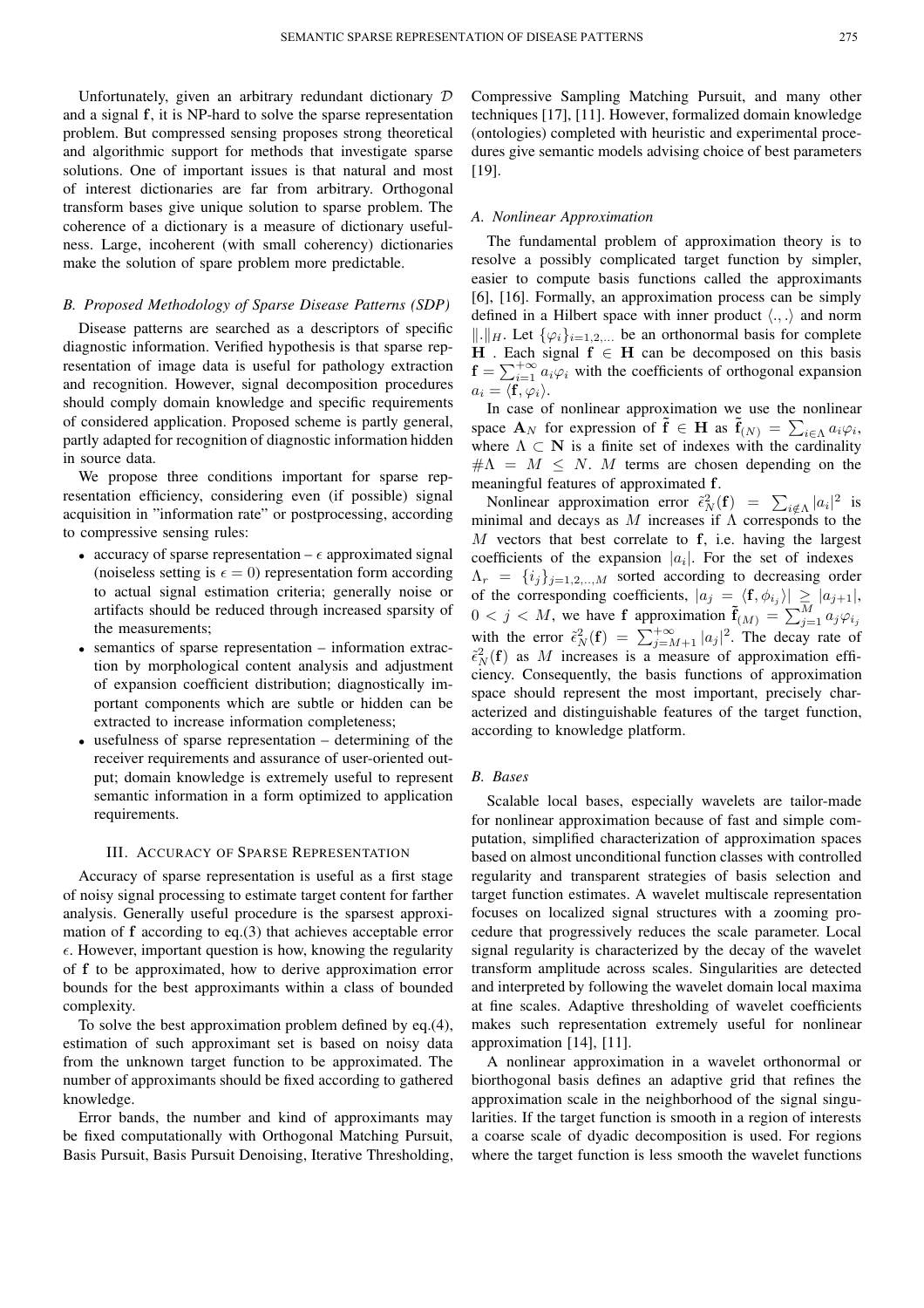Unfortunately, given an arbitrary redundant dictionary $\mathcal{D}$ and a signal $\mathbf{f}$, it is NP-hard to solve the sparse representation problem. But compressed sensing proposes strong theoretical and algorithmic support for methods that investigate sparse solutions. One of important issues is that natural and most of interest dictionaries are far from arbitrary. Orthogonal transform bases give unique solution to sparse problem. The coherence of a dictionary is a measure of dictionary usefulness. Large, incoherent (with small coherency) dictionaries make the solution of spare problem more predictable.

### B. Proposed Methodology of Sparse Disease Patterns (SDP)

Disease patterns are searched as a descriptors of specific diagnostic information. Verified hypothesis is that sparse representation of image data is useful for pathology extraction and recognition. However, signal decomposition procedures should comply domain knowledge and specific requirements of considered application. Proposed scheme is partly general, partly adapted for recognition of diagnostic information hidden in source data.

We propose three conditions important for sparse representation efficiency, considering even (if possible) signal acquisition in "information rate" or postprocessing, according to compressive sensing rules:

- accuracy of sparse representation – $\epsilon$ approximated signal (noiseless setting is $\epsilon = 0$) representation form according to actual signal estimation criteria; generally noise or artifacts should be reduced through increased sparsity of the measurements;
- semantics of sparse representation – information extraction by morphological content analysis and adjustment of expansion coefficient distribution; diagnostically important components which are subtle or hidden can be extracted to increase information completeness;
- usefulness of sparse representation – determining of the receiver requirements and assurance of user-oriented output; domain knowledge is extremely useful to represent semantic information in a form optimized to application requirements.

## III. Accuracy of Sparse Representation

Accuracy of sparse representation is useful as a first stage of noisy signal processing to estimate target content for farther analysis. Generally useful procedure is the sparsest approximation of $\mathbf{f}$ according to eq.(3) that achieves acceptable error $\epsilon$. However, important question is how, knowing the regularity of $\mathbf{f}$ to be approximated, how to derive approximation error bounds for the best approximants within a class of bounded complexity.

To solve the best approximation problem defined by eq.(4), estimation of such approximant set is based on noisy data from the unknown target function to be approximated. The number of approximants should be fixed according to gathered knowledge.

Error bands, the number and kind of approximants may be fixed computationally with Orthogonal Matching Pursuit, Basis Pursuit, Basis Pursuit Denoising, Iterative Thresholding, Compressive Sampling Matching Pursuit, and many other techniques [17], [11]. However, formalized domain knowledge (ontologies) completed with heuristic and experimental procedures give semantic models advising choice of best parameters [19].

### A. Nonlinear Approximation

The fundamental problem of approximation theory is to resolve a possibly complicated target function by simpler, easier to compute basis functions called the approximants [6], [16]. Formally, an approximation process can be simply defined in a Hilbert space with inner product $\langle .,. \rangle$ and norm $\|.\|_H$. Let $\{\varphi_i\}_{i=1,2,...}$ be an orthonormal basis for complete $\mathbf{H}$ . Each signal $\mathbf{f} \in \mathbf{H}$ can be decomposed on this basis $\mathbf{f} = \sum_{i=1}^{+\infty} a_i \varphi_i$ with the coefficients of orthogonal expansion $a_i = \langle \mathbf{f}, \varphi_i \rangle$.

In case of nonlinear approximation we use the nonlinear space $\mathbf{A}_N$ for expression of $\tilde{\mathbf{f}} \in \mathbf{H}$ as $\tilde{\mathbf{f}}_{(N)} = \sum_{i \in \Lambda} a_i \varphi_i$, where $\Lambda \subset \mathbf{N}$ is a finite set of indexes with the cardinality $\#\Lambda = M \leq N$. $M$ terms are chosen depending on the meaningful features of approximated $\mathbf{f}$.

Nonlinear approximation error $\tilde{\epsilon}_N^2(\mathbf{f}) = \sum_{i \notin \Lambda} |a_i|^2$ is minimal and decays as $M$ increases if $\Lambda$ corresponds to the $M$ vectors that best correlate to $\mathbf{f}$, i.e. having the largest coefficients of the expansion $|a_i|$. For the set of indexes $\Lambda_r = \{i_j\}_{j=1,2,..,M}$ sorted according to decreasing order of the corresponding coefficients, $|a_j = \langle \mathbf{f}, \phi_{i_j} \rangle| \geq |a_{j+1}|$, $0 < j < M$, we have $\mathbf{f}$ approximation $\tilde{\mathbf{f}}_{(M)} = \sum_{j=1}^{M} a_j \varphi_{i_j}$ with the error $\tilde{\epsilon}_N^2(\mathbf{f}) = \sum_{j=M+1}^{+\infty} |a_j|^2$. The decay rate of $\tilde{\epsilon}_N^2(\mathbf{f})$ as $M$ increases is a measure of approximation efficiency. Consequently, the basis functions of approximation space should represent the most important, precisely characterized and distinguishable features of the target function, according to knowledge platform.

### B. Bases

Scalable local bases, especially wavelets are tailor-made for nonlinear approximation because of fast and simple computation, simplified characterization of approximation spaces based on almost unconditional function classes with controlled regularity and transparent strategies of basis selection and target function estimates. A wavelet multiscale representation focuses on localized signal structures with a zooming procedure that progressively reduces the scale parameter. Local signal regularity is characterized by the decay of the wavelet transform amplitude across scales. Singularities are detected and interpreted by following the wavelet domain local maxima at fine scales. Adaptive thresholding of wavelet coefficients makes such representation extremely useful for nonlinear approximation [14], [11].

A nonlinear approximation in a wavelet orthonormal or biorthogonal basis defines an adaptive grid that refines the approximation scale in the neighborhood of the signal singularities. If the target function is smooth in a region of interests a coarse scale of dyadic decomposition is used. For regions where the target function is less smooth the wavelet functions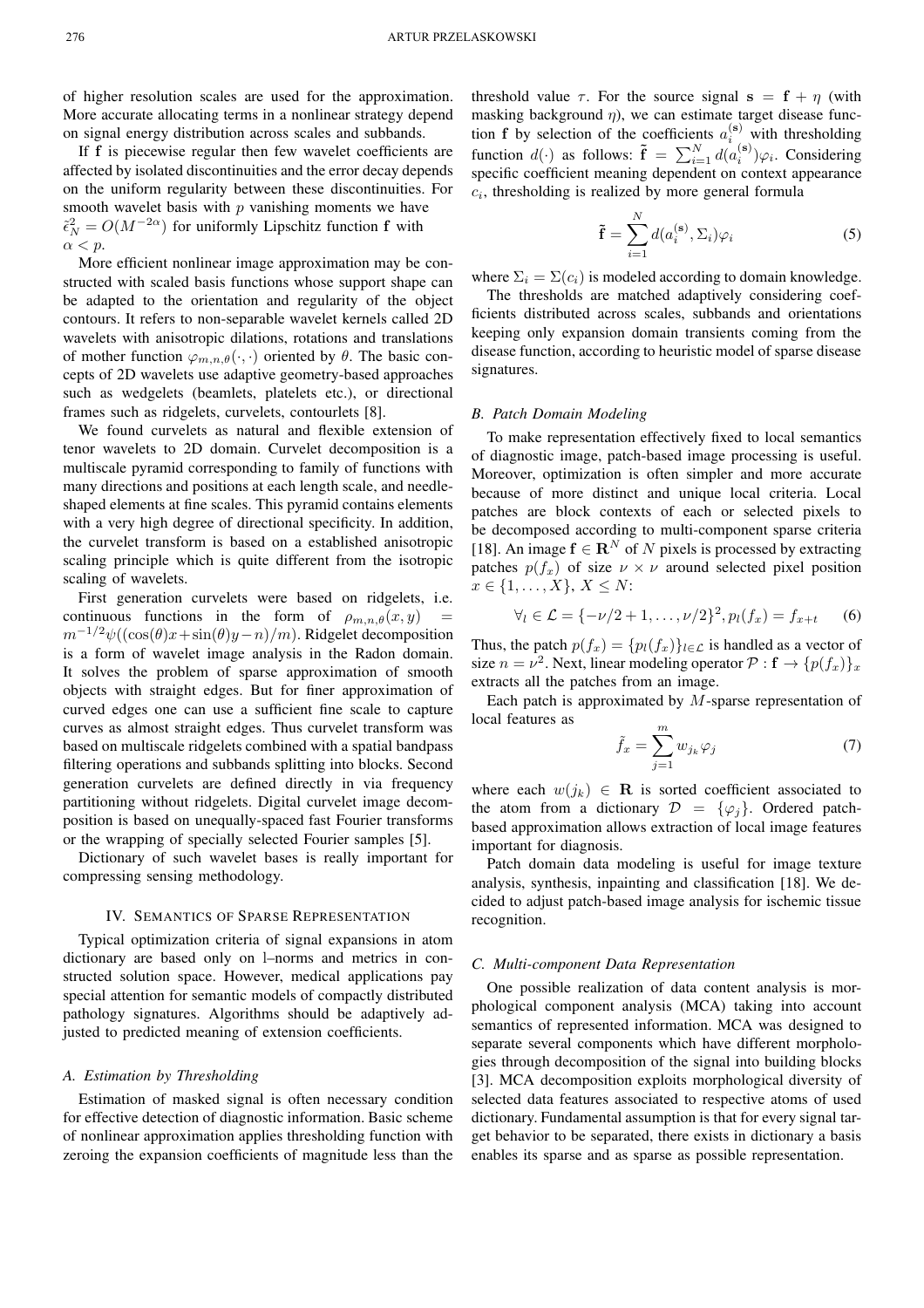of higher resolution scales are used for the approximation. More accurate allocating terms in a nonlinear strategy depend on signal energy distribution across scales and subbands.

If $\mathbf{f}$ is piecewise regular then few wavelet coefficients are affected by isolated discontinuities and the error decay depends on the uniform regularity between these discontinuities. For smooth wavelet basis with $p$ vanishing moments we have $\tilde{\epsilon}_N^2 = O(M^{-2\alpha})$ for uniformly Lipschitz function $\mathbf{f}$ with $\alpha < p$.

More efficient nonlinear image approximation may be constructed with scaled basis functions whose support shape can be adapted to the orientation and regularity of the object contours. It refers to non-separable wavelet kernels called 2D wavelets with anisotropic dilations, rotations and translations of mother function $\varphi_{m,n,\theta}(\cdot,\cdot)$ oriented by $\theta$. The basic concepts of 2D wavelets use adaptive geometry-based approaches such as wedgelets (beamlets, platelets etc.), or directional frames such as ridgelets, curvelets, contourlets [8].

We found curvelets as natural and flexible extension of tenor wavelets to 2D domain. Curvelet decomposition is a multiscale pyramid corresponding to family of functions with many directions and positions at each length scale, and needle-shaped elements at fine scales. This pyramid contains elements with a very high degree of directional specificity. In addition, the curvelet transform is based on a established anisotropic scaling principle which is quite different from the isotropic scaling of wavelets.

First generation curvelets were based on ridgelets, i.e. continuous functions in the form of $\rho_{m,n,\theta}(x,y) = m^{-1/2}\psi((\cos(\theta)x + \sin(\theta)y - n)/m)$. Ridgelet decomposition is a form of wavelet image analysis in the Radon domain. It solves the problem of sparse approximation of smooth objects with straight edges. But for finer approximation of curved edges one can use a sufficient fine scale to capture curves as almost straight edges. Thus curvelet transform was based on multiscale ridgelets combined with a spatial bandpass filtering operations and subbands splitting into blocks. Second generation curvelets are defined directly in via frequency partitioning without ridgelets. Digital curvelet image decomposition is based on unequally-spaced fast Fourier transforms or the wrapping of specially selected Fourier samples [5].

Dictionary of such wavelet bases is really important for compressing sensing methodology.

## IV. Semantics of Sparse Representation

Typical optimization criteria of signal expansions in atom dictionary are based only on l–norms and metrics in constructed solution space. However, medical applications pay special attention for semantic models of compactly distributed pathology signatures. Algorithms should be adaptively adjusted to predicted meaning of extension coefficients.

### A. Estimation by Thresholding

Estimation of masked signal is often necessary condition for effective detection of diagnostic information. Basic scheme of nonlinear approximation applies thresholding function with zeroing the expansion coefficients of magnitude less than the threshold value $\tau$. For the source signal $\mathbf{s} = \mathbf{f} + \eta$ (with masking background $\eta$), we can estimate target disease function $\mathbf{f}$ by selection of the coefficients $a_i^{(\mathbf{s})}$ with thresholding function $d(\cdot)$ as follows: $\tilde{\mathbf{f}} = \sum_{i=1}^{N} d(a_i^{(\mathbf{s})})\varphi_i$. Considering specific coefficient meaning dependent on context appearance $c_i$, thresholding is realized by more general formula

$$\tilde{\mathbf{f}} = \sum_{i=1}^{N} d(a_i^{(\mathbf{s})}, \Sigma_i)\varphi_i \tag{5}$$

where $\Sigma_i = \Sigma(c_i)$ is modeled according to domain knowledge.

The thresholds are matched adaptively considering coefficients distributed across scales, subbands and orientations keeping only expansion domain transients coming from the disease function, according to heuristic model of sparse disease signatures.

### B. Patch Domain Modeling

To make representation effectively fixed to local semantics of diagnostic image, patch-based image processing is useful. Moreover, optimization is often simpler and more accurate because of more distinct and unique local criteria. Local patches are block contexts of each or selected pixels to be decomposed according to multi-component sparse criteria [18]. An image $\mathbf{f} \in \mathbf{R}^N$ of $N$ pixels is processed by extracting patches $p(f_x)$ of size $\nu \times \nu$ around selected pixel position $x \in \{1, \ldots, X\}$, $X \leq N$:

$$\forall_l \in \mathcal{L} = \{-\nu/2 + 1, \ldots, \nu/2\}^2, p_l(f_x) = f_{x+t} \tag{6}$$

Thus, the patch $p(f_x) = \{p_l(f_x)\}_{l \in \mathcal{L}}$ is handled as a vector of size $n = \nu^2$. Next, linear modeling operator $\mathcal{P} : \mathbf{f} \to \{p(f_x)\}_x$ extracts all the patches from an image.

Each patch is approximated by $M$-sparse representation of local features as

$$\tilde{f}_x = \sum_{j=1}^{m} w_{j_k}\varphi_j \tag{7}$$

where each $w(j_k) \in \mathbf{R}$ is sorted coefficient associated to the atom from a dictionary $\mathcal{D} = \{\varphi_j\}$. Ordered patch-based approximation allows extraction of local image features important for diagnosis.

Patch domain data modeling is useful for image texture analysis, synthesis, inpainting and classification [18]. We decided to adjust patch-based image analysis for ischemic tissue recognition.

### C. Multi-component Data Representation

One possible realization of data content analysis is morphological component analysis (MCA) taking into account semantics of represented information. MCA was designed to separate several components which have different morphologies through decomposition of the signal into building blocks [3]. MCA decomposition exploits morphological diversity of selected data features associated to respective atoms of used dictionary. Fundamental assumption is that for every signal target behavior to be separated, there exists in dictionary a basis enables its sparse and as sparse as possible representation.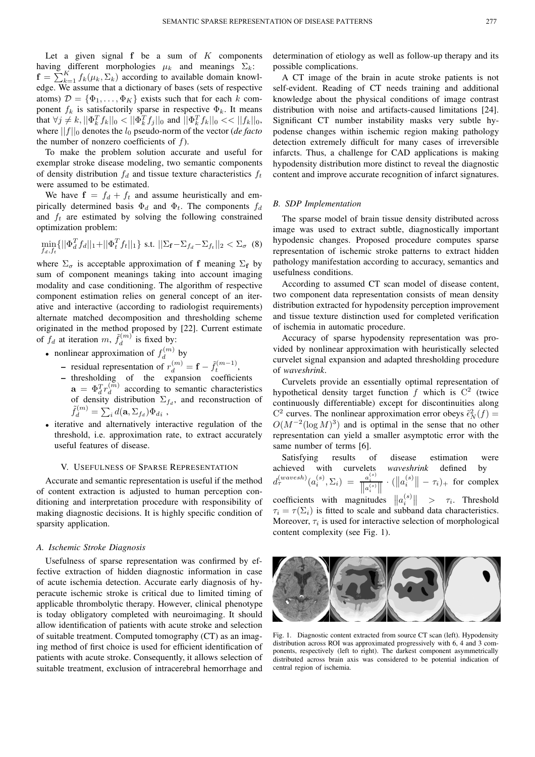Let a given signal $\mathbf{f}$ be a sum of $K$ components having different morphologies $\mu_k$ and meanings $\Sigma_k$: $\mathbf{f} = \sum_{k=1}^{K} f_k(\mu_k, \Sigma_k)$ according to available domain knowledge. We assume that a dictionary of bases (sets of respective atoms) $\mathcal{D} = \{\Phi_1, \ldots, \Phi_K\}$ exists such that for each $k$ component $f_k$ is satisfactorily sparse in respective $\Phi_k$. It means that $\forall j \neq k, ||\Phi_k^T f_k||_0 < ||\Phi_k^T f_j||_0$ and $||\Phi_k^T f_k||_0 << ||f_k||_0$, where $||f||_0$ denotes the $l_0$ pseudo-norm of the vector (*de facto* the number of nonzero coefficients of $f$).

To make the problem solution accurate and useful for exemplar stroke disease modeling, two semantic components of density distribution $f_d$ and tissue texture characteristics $f_t$ were assumed to be estimated.

We have $\mathbf{f} = f_d + f_t$ and assume heuristically and empirically determined basis $\Phi_d$ and $\Phi_t$. The components $f_d$ and $f_t$ are estimated by solving the following constrained optimization problem:

$$\min_{f_d, f_t} \{||\Phi_d^T f_d||_1 + ||\Phi_t^T f_t||_1\} \text{ s.t. } ||\Sigma_{\mathbf{f}} - \Sigma_{f_d} - \Sigma_{f_t}||_2 < \Sigma_\sigma \quad (8)$$

where $\Sigma_\sigma$ is acceptable approximation of $\mathbf{f}$ meaning $\Sigma_{\mathbf{f}}$ by sum of component meanings taking into account imaging modality and case conditioning. The algorithm of respective component estimation relies on general concept of an iterative and interactive (according to radiologist requirements) alternate matched decomposition and thresholding scheme originated in the method proposed by [22]. Current estimate of $f_d$ at iteration $m$, $\tilde{f}_d^{(m)}$ is fixed by:

- nonlinear approximation of $f_d^{(m)}$ by
  - residual representation of $r_d^{(m)} = \mathbf{f} - \tilde{f}_t^{(m-1)}$,
  - thresholding of the expansion coefficients $\mathbf{a} = \Phi_d^T r_d^{(m)}$ according to semantic characteristics of density distribution $\Sigma_{f_d}$, and reconstruction of $\tilde{f}_d^{(m)} = \sum_i d(\mathbf{a}, \Sigma_{f_d}) \Phi_{d i}$ ,
- iterative and alternatively interactive regulation of the threshold, i.e. approximation rate, to extract accurately useful features of disease.

## V. Usefulness of Sparse Representation

Accurate and semantic representation is useful if the method of content extraction is adjusted to human perception conditioning and interpretation procedure with responsibility of making diagnostic decisions. It is highly specific condition of sparsity application.

### A. Ischemic Stroke Diagnosis

Usefulness of sparse representation was confirmed by effective extraction of hidden diagnostic information in case of acute ischemia detection. Accurate early diagnosis of hyperacute ischemic stroke is critical due to limited timing of applicable thrombolytic therapy. However, clinical phenotype is today obligatory completed with neuroimaging. It should allow identification of patients with acute stroke and selection of suitable treatment. Computed tomography (CT) as an imaging method of first choice is used for efficient identification of patients with acute stroke. Consequently, it allows selection of suitable treatment, exclusion of intracerebral hemorrhage and determination of etiology as well as follow-up therapy and its possible complications.

A CT image of the brain in acute stroke patients is not self-evident. Reading of CT needs training and additional knowledge about the physical conditions of image contrast distribution with noise and artifacts-caused limitations [24]. Significant CT number instability masks very subtle hypodense changes within ischemic region making pathology detection extremely difficult for many cases of irreversible infarcts. Thus, a challenge for CAD applications is making hypodensity distribution more distinct to reveal the diagnostic content and improve accurate recognition of infarct signatures.

### B. SDP Implementation

The sparse model of brain tissue density distributed across image was used to extract subtle, diagnostically important hypodensic changes. Proposed procedure computes sparse representation of ischemic stroke patterns to extract hidden pathology manifestation according to accuracy, semantics and usefulness conditions.

According to assumed CT scan model of disease content, two component data representation consists of mean density distribution extracted for hypodensity perception improvement and tissue texture distinction used for completed verification of ischemia in automatic procedure.

Accuracy of sparse hypodensity representation was provided by nonlinear approximation with heuristically selected curvelet signal expansion and adapted thresholding procedure of *waveshrink*.

Curvelets provide an essentially optimal representation of hypothetical density target function $f$ which is $\mathrm{C}^2$ (twice continuously differentiable) except for discontinuities along $\mathrm{C}^2$ curves. The nonlinear approximation error obeys $\hat{\epsilon}_N^2(f) = O(M^{-2}(\log M)^3)$ and is optimal in the sense that no other representation can yield a smaller asymptotic error with the same number of terms [6].

Satisfying results of disease estimation were achieved with curvelets *waveshrink* defined by $d_\tau^{(wavesh)}(a_i^{(s)}, \Sigma_i) = \frac{a_i^{(s)}}{\left\|a_i^{(s)}\right\|} \cdot (\left\|a_i^{(s)}\right\| - \tau_i)_+$ for complex coefficients with magnitudes $\left\|a_i^{(s)}\right\| > \tau_i$. Threshold $\tau_i = \tau(\Sigma_i)$ is fitted to scale and subband data characteristics. Moreover, $\tau_i$ is used for interactive selection of morphological content complexity (see Fig. 1).

Fig. 1. Diagnostic content extracted from source CT scan (left). Hypodensity distribution across ROI was approximated progressively with 6, 4 and 3 components, respectively (left to right). The darkest component asymmetrically distributed across brain axis was considered to be potential indication of central region of ischemia.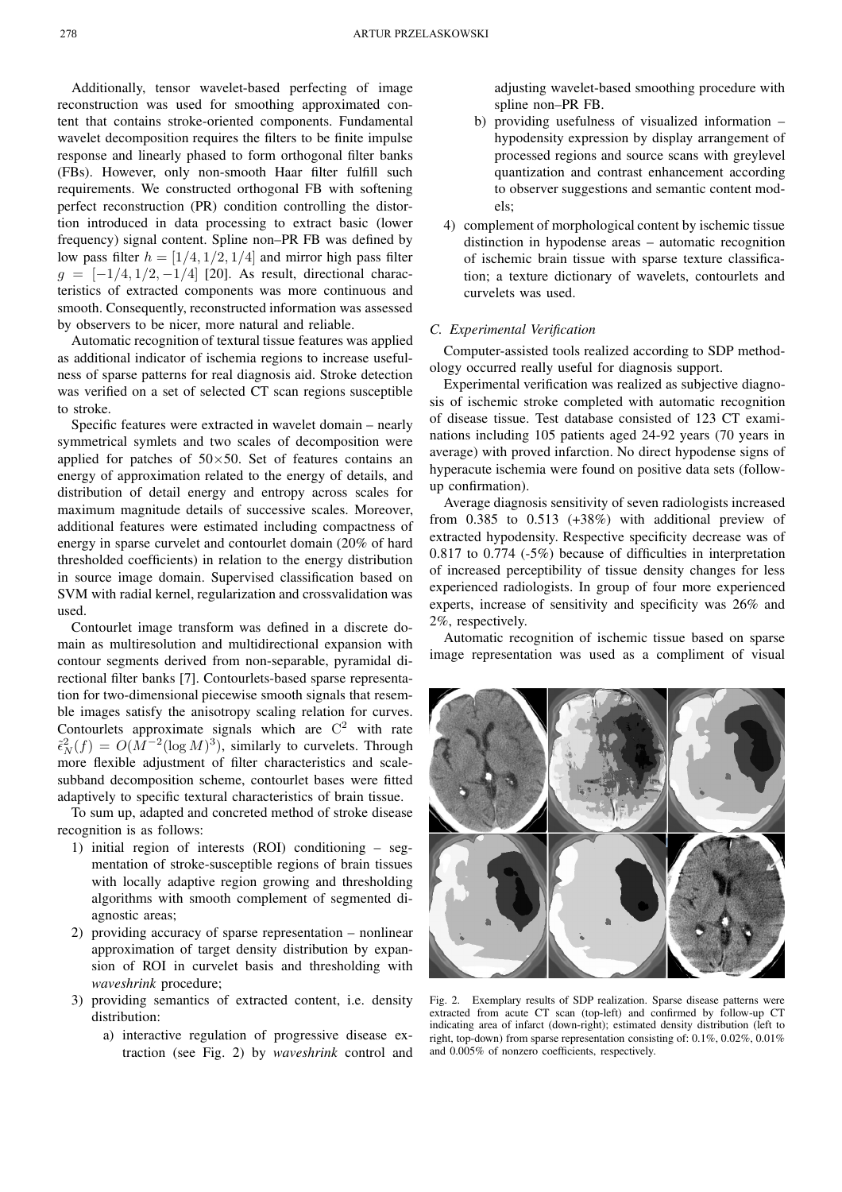Additionally, tensor wavelet-based perfecting of image reconstruction was used for smoothing approximated content that contains stroke-oriented components. Fundamental wavelet decomposition requires the filters to be finite impulse response and linearly phased to form orthogonal filter banks (FBs). However, only non-smooth Haar filter fulfill such requirements. We constructed orthogonal FB with softening perfect reconstruction (PR) condition controlling the distortion introduced in data processing to extract basic (lower frequency) signal content. Spline non–PR FB was defined by low pass filter $h = [1/4, 1/2, 1/4]$ and mirror high pass filter $g = [-1/4, 1/2, -1/4]$ [20]. As result, directional characteristics of extracted components was more continuous and smooth. Consequently, reconstructed information was assessed by observers to be nicer, more natural and reliable.

Automatic recognition of textural tissue features was applied as additional indicator of ischemia regions to increase usefulness of sparse patterns for real diagnosis aid. Stroke detection was verified on a set of selected CT scan regions susceptible to stroke.

Specific features were extracted in wavelet domain – nearly symmetrical symlets and two scales of decomposition were applied for patches of $50\times50$. Set of features contains an energy of approximation related to the energy of details, and distribution of detail energy and entropy across scales for maximum magnitude details of successive scales. Moreover, additional features were estimated including compactness of energy in sparse curvelet and contourlet domain (20% of hard thresholded coefficients) in relation to the energy distribution in source image domain. Supervised classification based on SVM with radial kernel, regularization and crossvalidation was used.

Contourlet image transform was defined in a discrete domain as multiresolution and multidirectional expansion with contour segments derived from non-separable, pyramidal directional filter banks [7]. Contourlets-based sparse representation for two-dimensional piecewise smooth signals that resemble images satisfy the anisotropy scaling relation for curves. Contourlets approximate signals which are $C^2$ with rate $\tilde{\epsilon}_N^2(f) = O(M^{-2}(\log M)^3)$, similarly to curvelets. Through more flexible adjustment of filter characteristics and scale-subband decomposition scheme, contourlet bases were fitted adaptively to specific textural characteristics of brain tissue.

To sum up, adapted and concreted method of stroke disease recognition is as follows:

1) initial region of interests (ROI) conditioning – segmentation of stroke-susceptible regions of brain tissues with locally adaptive region growing and thresholding algorithms with smooth complement of segmented diagnostic areas;
2) providing accuracy of sparse representation – nonlinear approximation of target density distribution by expansion of ROI in curvelet basis and thresholding with *waveshrink* procedure;
3) providing semantics of extracted content, i.e. density distribution:
   a) interactive regulation of progressive disease extraction (see Fig. 2) by *waveshrink* control and adjusting wavelet-based smoothing procedure with spline non–PR FB.
   b) providing usefulness of visualized information – hypodensity expression by display arrangement of processed regions and source scans with greylevel quantization and contrast enhancement according to observer suggestions and semantic content models;
4) complement of morphological content by ischemic tissue distinction in hypodense areas – automatic recognition of ischemic brain tissue with sparse texture classification; a texture dictionary of wavelets, contourlets and curvelets was used.

### C. Experimental Verification

Computer-assisted tools realized according to SDP methodology occurred really useful for diagnosis support.

Experimental verification was realized as subjective diagnosis of ischemic stroke completed with automatic recognition of disease tissue. Test database consisted of 123 CT examinations including 105 patients aged 24-92 years (70 years in average) with proved infarction. No direct hypodense signs of hyperacute ischemia were found on positive data sets (follow-up confirmation).

Average diagnosis sensitivity of seven radiologists increased from 0.385 to 0.513 (+38%) with additional preview of extracted hypodensity. Respective specificity decrease was of 0.817 to 0.774 (-5%) because of difficulties in interpretation of increased perceptibility of tissue density changes for less experienced radiologists. In group of four more experienced experts, increase of sensitivity and specificity was 26% and 2%, respectively.

Automatic recognition of ischemic tissue based on sparse image representation was used as a compliment of visual

Fig. 2. Exemplary results of SDP realization. Sparse disease patterns were extracted from acute CT scan (top-left) and confirmed by follow-up CT indicating area of infarct (down-right); estimated density distribution (left to right, top-down) from sparse representation consisting of: 0.1%, 0.02%, 0.01% and 0.005% of nonzero coefficients, respectively.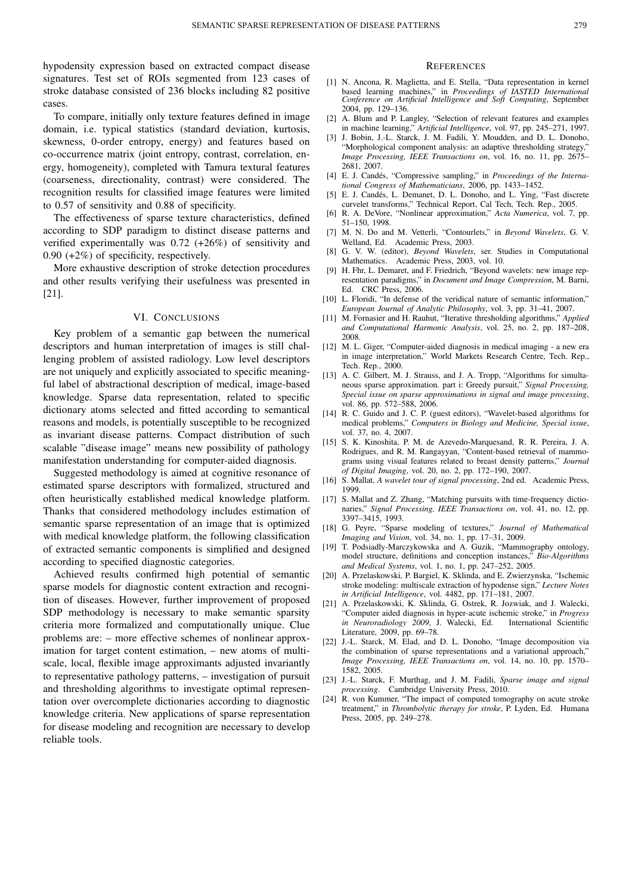hypodensity expression based on extracted compact disease signatures. Test set of ROIs segmented from 123 cases of stroke database consisted of 236 blocks including 82 positive cases.

To compare, initially only texture features defined in image domain, i.e. typical statistics (standard deviation, kurtosis, skewness, 0-order entropy, energy) and features based on co-occurrence matrix (joint entropy, contrast, correlation, energy, homogeneity), completed with Tamura textural features (coarseness, directionality, contrast) were considered. The recognition results for classified image features were limited to 0.57 of sensitivity and 0.88 of specificity.

The effectiveness of sparse texture characteristics, defined according to SDP paradigm to distinct disease patterns and verified experimentally was 0.72 (+26%) of sensitivity and 0.90 (+2%) of specificity, respectively.

More exhaustive description of stroke detection procedures and other results verifying their usefulness was presented in [21].

## VI. Conclusions

Key problem of a semantic gap between the numerical descriptors and human interpretation of images is still challenging problem of assisted radiology. Low level descriptors are not uniquely and explicitly associated to specific meaningful label of abstractional description of medical, image-based knowledge. Sparse data representation, related to specific dictionary atoms selected and fitted according to semantical reasons and models, is potentially susceptible to be recognized as invariant disease patterns. Compact distribution of such scalable "disease image" means new possibility of pathology manifestation understanding for computer-aided diagnosis.

Suggested methodology is aimed at cognitive resonance of estimated sparse descriptors with formalized, structured and often heuristically established medical knowledge platform. Thanks that considered methodology includes estimation of semantic sparse representation of an image that is optimized with medical knowledge platform, the following classification of extracted semantic components is simplified and designed according to specified diagnostic categories.

Achieved results confirmed high potential of semantic sparse models for diagnostic content extraction and recognition of diseases. However, further improvement of proposed SDP methodology is necessary to make semantic sparsity criteria more formalized and computationally unique. Clue problems are: – more effective schemes of nonlinear approximation for target content estimation, – new atoms of multiscale, local, flexible image approximants adjusted invariantly to representative pathology patterns, – investigation of pursuit and thresholding algorithms to investigate optimal representation over overcomplete dictionaries according to diagnostic knowledge criteria. New applications of sparse representation for disease modeling and recognition are necessary to develop reliable tools.

## References

[1] N. Ancona, R. Maglietta, and E. Stella, "Data representation in kernel based learning machines," in *Proceedings of IASTED International Conference on Artificial Intelligence and Soft Computing*, September 2004, pp. 129–136.

[2] A. Blum and P. Langley, "Selection of relevant features and examples in machine learning," *Artificial Intelligence*, vol. 97, pp. 245–271, 1997.

[3] J. Bobin, J.-L. Starck, J. M. Fadili, Y. Moudden, and D. L. Donoho, "Morphological component analysis: an adaptive thresholding strategy," *Image Processing, IEEE Transactions on*, vol. 16, no. 11, pp. 2675–2681, 2007.

[4] E. J. Candés, "Compressive sampling," in *Proceedings of the International Congress of Mathematicians*, 2006, pp. 1433–1452.

[5] E. J. Candés, L. Demanet, D. L. Donoho, and L. Ying, "Fast discrete curvelet transforms," Technical Report, Cal Tech, Tech. Rep., 2005.

[6] R. A. DeVore, "Nonlinear approximation," *Acta Numerica*, vol. 7, pp. 51–150, 1998.

[7] M. N. Do and M. Vetterli, "Contourlets," in *Beyond Wavelets*, G. V. Welland, Ed. Academic Press, 2003.

[8] G. V. W. (editor), *Beyond Wavelets*, ser. Studies in Computational Mathematics. Academic Press, 2003, vol. 10.

[9] H. Fhr, L. Demaret, and F. Friedrich, "Beyond wavelets: new image representation paradigms," in *Document and Image Compression*, M. Barni, Ed. CRC Press, 2006.

[10] L. Floridi, "In defense of the veridical nature of semantic information," *European Journal of Analytic Philosophy*, vol. 3, pp. 31–41, 2007.

[11] M. Fornasier and H. Rauhut, "Iterative thresholding algorithms," *Applied and Computational Harmonic Analysis*, vol. 25, no. 2, pp. 187–208, 2008.

[12] M. L. Giger, "Computer-aided diagnosis in medical imaging - a new era in image interpretation," World Markets Research Centre, Tech. Rep., 2000.

[13] A. C. Gilbert, M. J. Strauss, and J. A. Tropp, "Algorithms for simultaneous sparse approximation. part i: Greedy pursuit," *Signal Processing, Special issue on sparse approximations in signal and image processing*, vol. 86, pp. 572–588, 2006.

[14] R. C. Guido and J. C. P. (guest editors), "Wavelet-based algorithms for medical problems," *Computers in Biology and Medicine, Special issue*, vol. 37, no. 4, 2007.

[15] S. K. Kinoshita, P. M. de Azevedo-Marquesand, R. R. Pereira, J. A. Rodrigues, and R. M. Rangayyan, "Content-based retrieval of mammograms using visual features related to breast density patterns," *Journal of Digital Imaging*, vol. 20, no. 2, pp. 172–190, 2007.

[16] S. Mallat, *A wavelet tour of signal processing*, 2nd ed. Academic Press, 1999.

[17] S. Mallat and Z. Zhang, "Matching pursuits with time-frequency dictionaries," *Signal Processing, IEEE Transactions on*, vol. 41, no. 12, pp. 3397–3415, 1993.

[18] G. Peyre, "Sparse modeling of textures," *Journal of Mathematical Imaging and Vision*, vol. 34, no. 1, pp. 17–31, 2009.

[19] T. Podsiadly-Marczykowska and A. Guzik, "Mammography ontology, model structure, definitions and conception instances," *Bio-Algorithms and Medical Systems*, vol. 1, no. 1, pp. 247–252, 2005.

[20] A. Przelaskowski, P. Bargiel, K. Sklinda, and E. Zwierzynska, "Ischemic stroke modeling: multiscale extraction of hypodense sign," *Lecture Notes in Artificial Intelligence*, vol. 4482, pp. 171–181, 2007.

[21] A. Przelaskowski, K. Sklinda, G. Ostrek, R. Jozwiak, and J. Walecki, "Computer aided diagnosis in hyper-acute ischemic stroke," in *Progress in Neuroradiology 2009*, J. Walecki, Ed. International Scientific Literature, 2009, pp. 69–78.

[22] J.-L. Starck, M. Elad, and D. L. Donoho, "Image decomposition via the combination of sparse representations and a variational approach," *Image Processing, IEEE Transactions on*, vol. 14, no. 10, pp. 1570–1582, 2005.

[23] J.-L. Starck, F. Murthag, and J. M. Fadili, *Sparse image and signal processing*. Cambridge University Press, 2010.

[24] R. von Kummer, "The impact of computed tomography on acute stroke treatment," in *Thrombolytic therapy for stroke*, P. Lyden, Ed. Humana Press, 2005, pp. 249–278.